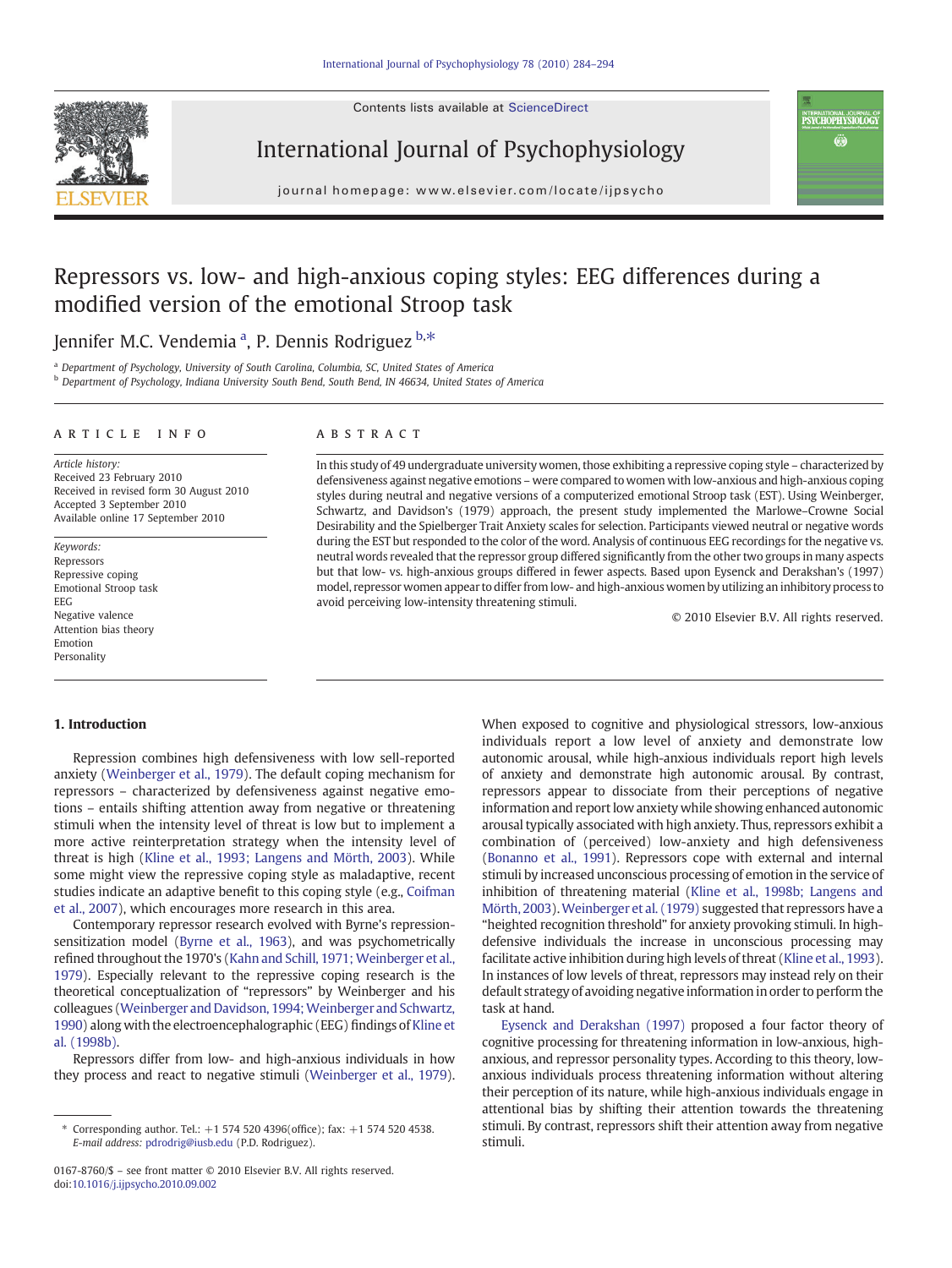# Repressors vs. low- and high-anxious coping styles: EEG differences during a modified version of the emotional Stroop task

Jennifer M.C. Vendemia [a], P. Dennis Rodriguez [b,*]

[a] Department of Psychology, University of South Carolina, Columbia, SC, United States of America

[b] Department of Psychology, Indiana University South Bend, South Bend, IN 46634, United States of America

## ARTICLE INFO

*Article history:*
Received 23 February 2010
Received in revised form 30 August 2010
Accepted 3 September 2010
Available online 17 September 2010

*Keywords:*
Repressors
Repressive coping
Emotional Stroop task
EEG
Negative valence
Attention bias theory
Emotion
Personality

## ABSTRACT

In this study of 49 undergraduate university women, those exhibiting a repressive coping style – characterized by defensiveness against negative emotions – were compared to women with low-anxious and high-anxious coping styles during neutral and negative versions of a computerized emotional Stroop task (EST). Using Weinberger, Schwartz, and Davidson's (1979) approach, the present study implemented the Marlowe–Crowne Social Desirability and the Spielberger Trait Anxiety scales for selection. Participants viewed neutral or negative words during the EST but responded to the color of the word. Analysis of continuous EEG recordings for the negative vs. neutral words revealed that the repressor group differed significantly from the other two groups in many aspects but that low- vs. high-anxious groups differed in fewer aspects. Based upon Eysenck and Derakshan's (1997) model, repressor women appear to differ from low- and high-anxious women by utilizing an inhibitory process to avoid perceiving low-intensity threatening stimuli.

© 2010 Elsevier B.V. All rights reserved.

## 1. Introduction

Repression combines high defensiveness with low sell-reported anxiety (Weinberger et al., 1979). The default coping mechanism for repressors – characterized by defensiveness against negative emotions – entails shifting attention away from negative or threatening stimuli when the intensity level of threat is low but to implement a more active reinterpretation strategy when the intensity level of threat is high (Kline et al., 1993; Langens and Mörth, 2003). While some might view the repressive coping style as maladaptive, recent studies indicate an adaptive benefit to this coping style (e.g., Coifman et al., 2007), which encourages more research in this area.

Contemporary repressor research evolved with Byrne's repression-sensitization model (Byrne et al., 1963), and was psychometrically refined throughout the 1970's (Kahn and Schill, 1971; Weinberger et al., 1979). Especially relevant to the repressive coping research is the theoretical conceptualization of "repressors" by Weinberger and his colleagues (Weinberger and Davidson, 1994; Weinberger and Schwartz, 1990) along with the electroencephalographic (EEG) findings of Kline et al. (1998b).

Repressors differ from low- and high-anxious individuals in how they process and react to negative stimuli (Weinberger et al., 1979). When exposed to cognitive and physiological stressors, low-anxious individuals report a low level of anxiety and demonstrate low autonomic arousal, while high-anxious individuals report high levels of anxiety and demonstrate high autonomic arousal. By contrast, repressors appear to dissociate from their perceptions of negative information and report low anxiety while showing enhanced autonomic arousal typically associated with high anxiety. Thus, repressors exhibit a combination of (perceived) low-anxiety and high defensiveness (Bonanno et al., 1991). Repressors cope with external and internal stimuli by increased unconscious processing of emotion in the service of inhibition of threatening material (Kline et al., 1998b; Langens and Mörth, 2003). Weinberger et al. (1979) suggested that repressors have a "heighted recognition threshold" for anxiety provoking stimuli. In high-defensive individuals the increase in unconscious processing may facilitate active inhibition during high levels of threat (Kline et al., 1993). In instances of low levels of threat, repressors may instead rely on their default strategy of avoiding negative information in order to perform the task at hand.

Eysenck and Derakshan (1997) proposed a four factor theory of cognitive processing for threatening information in low-anxious, high-anxious, and repressor personality types. According to this theory, low-anxious individuals process threatening information without altering their perception of its nature, while high-anxious individuals engage in attentional bias by shifting their attention towards the threatening stimuli. By contrast, repressors shift their attention away from negative stimuli.

\* Corresponding author. Tel.: +1 574 520 4396(office); fax: +1 574 520 4538. *E-mail address:* pdrodrig@iusb.edu (P.D. Rodriguez).

0167-8760/$ – see front matter © 2010 Elsevier B.V. All rights reserved.
doi:10.1016/j.ijpsycho.2010.09.002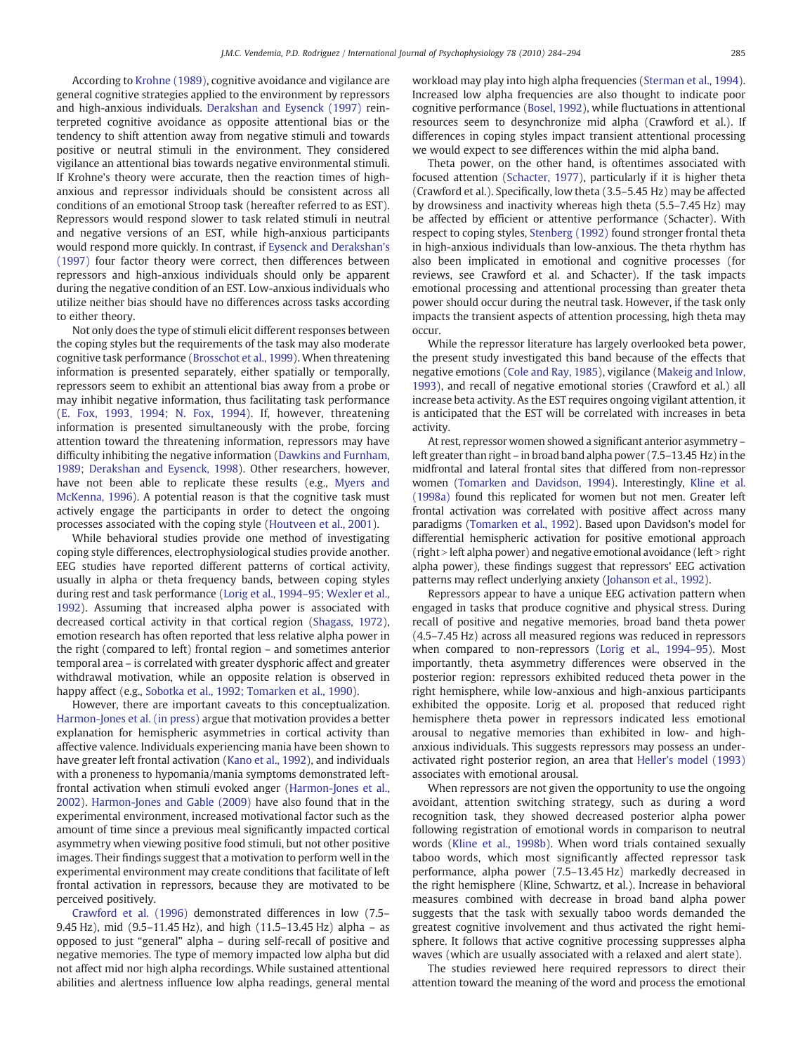According to Krohne (1989), cognitive avoidance and vigilance are general cognitive strategies applied to the environment by repressors and high-anxious individuals. Derakshan and Eysenck (1997) reinterpreted cognitive avoidance as opposite attentional bias or the tendency to shift attention away from negative stimuli and towards positive or neutral stimuli in the environment. They considered vigilance an attentional bias towards negative environmental stimuli. If Krohne's theory were accurate, then the reaction times of high-anxious and repressor individuals should be consistent across all conditions of an emotional Stroop task (hereafter referred to as EST). Repressors would respond slower to task related stimuli in neutral and negative versions of an EST, while high-anxious participants would respond more quickly. In contrast, if Eysenck and Derakshan's (1997) four factor theory were correct, then differences between repressors and high-anxious individuals should only be apparent during the negative condition of an EST. Low-anxious individuals who utilize neither bias should have no differences across tasks according to either theory.

Not only does the type of stimuli elicit different responses between the coping styles but the requirements of the task may also moderate cognitive task performance (Brosschot et al., 1999). When threatening information is presented separately, either spatially or temporally, repressors seem to exhibit an attentional bias away from a probe or may inhibit negative information, thus facilitating task performance (E. Fox, 1993, 1994; N. Fox, 1994). If, however, threatening information is presented simultaneously with the probe, forcing attention toward the threatening information, repressors may have difficulty inhibiting the negative information (Dawkins and Furnham, 1989; Derakshan and Eysenck, 1998). Other researchers, however, have not been able to replicate these results (e.g., Myers and McKenna, 1996). A potential reason is that the cognitive task must actively engage the participants in order to detect the ongoing processes associated with the coping style (Houtveen et al., 2001).

While behavioral studies provide one method of investigating coping style differences, electrophysiological studies provide another. EEG studies have reported different patterns of cortical activity, usually in alpha or theta frequency bands, between coping styles during rest and task performance (Lorig et al., 1994–95; Wexler et al., 1992). Assuming that increased alpha power is associated with decreased cortical activity in that cortical region (Shagass, 1972), emotion research has often reported that less relative alpha power in the right (compared to left) frontal region – and sometimes anterior temporal area – is correlated with greater dysphoric affect and greater withdrawal motivation, while an opposite relation is observed in happy affect (e.g., Sobotka et al., 1992; Tomarken et al., 1990).

However, there are important caveats to this conceptualization. Harmon-Jones et al. (in press) argue that motivation provides a better explanation for hemispheric asymmetries in cortical activity than affective valence. Individuals experiencing mania have been shown to have greater left frontal activation (Kano et al., 1992), and individuals with a proneness to hypomania/mania symptoms demonstrated left-frontal activation when stimuli evoked anger (Harmon-Jones et al., 2002). Harmon-Jones and Gable (2009) have also found that in the experimental environment, increased motivational factor such as the amount of time since a previous meal significantly impacted cortical asymmetry when viewing positive food stimuli, but not other positive images. Their findings suggest that a motivation to perform well in the experimental environment may create conditions that facilitate of left frontal activation in repressors, because they are motivated to be perceived positively.

Crawford et al. (1996) demonstrated differences in low (7.5–9.45 Hz), mid (9.5–11.45 Hz), and high (11.5–13.45 Hz) alpha – as opposed to just "general" alpha – during self-recall of positive and negative memories. The type of memory impacted low alpha but did not affect mid nor high alpha recordings. While sustained attentional abilities and alertness influence low alpha readings, general mental workload may play into high alpha frequencies (Sterman et al., 1994). Increased low alpha frequencies are also thought to indicate poor cognitive performance (Bosel, 1992), while fluctuations in attentional resources seem to desynchronize mid alpha (Crawford et al.). If differences in coping styles impact transient attentional processing we would expect to see differences within the mid alpha band.

Theta power, on the other hand, is oftentimes associated with focused attention (Schacter, 1977), particularly if it is higher theta (Crawford et al.). Specifically, low theta (3.5–5.45 Hz) may be affected by drowsiness and inactivity whereas high theta (5.5–7.45 Hz) may be affected by efficient or attentive performance (Schacter). With respect to coping styles, Stenberg (1992) found stronger frontal theta in high-anxious individuals than low-anxious. The theta rhythm has also been implicated in emotional and cognitive processes (for reviews, see Crawford et al. and Schacter). If the task impacts emotional processing and attentional processing than greater theta power should occur during the neutral task. However, if the task only impacts the transient aspects of attention processing, high theta may occur.

While the repressor literature has largely overlooked beta power, the present study investigated this band because of the effects that negative emotions (Cole and Ray, 1985), vigilance (Makeig and Inlow, 1993), and recall of negative emotional stories (Crawford et al.) all increase beta activity. As the EST requires ongoing vigilant attention, it is anticipated that the EST will be correlated with increases in beta activity.

At rest, repressor women showed a significant anterior asymmetry – left greater than right – in broad band alpha power (7.5–13.45 Hz) in the midfrontal and lateral frontal sites that differed from non-repressor women (Tomarken and Davidson, 1994). Interestingly, Kline et al. (1998a) found this replicated for women but not men. Greater left frontal activation was correlated with positive affect across many paradigms (Tomarken et al., 1992). Based upon Davidson's model for differential hemispheric activation for positive emotional approach (right > left alpha power) and negative emotional avoidance (left > right alpha power), these findings suggest that repressors' EEG activation patterns may reflect underlying anxiety (Johanson et al., 1992).

Repressors appear to have a unique EEG activation pattern when engaged in tasks that produce cognitive and physical stress. During recall of positive and negative memories, broad band theta power (4.5–7.45 Hz) across all measured regions was reduced in repressors when compared to non-repressors (Lorig et al., 1994–95). Most importantly, theta asymmetry differences were observed in the posterior region: repressors exhibited reduced theta power in the right hemisphere, while low-anxious and high-anxious participants exhibited the opposite. Lorig et al. proposed that reduced right hemisphere theta power in repressors indicated less emotional arousal to negative memories than exhibited in low- and high-anxious individuals. This suggests repressors may possess an under-activated right posterior region, an area that Heller's model (1993) associates with emotional arousal.

When repressors are not given the opportunity to use the ongoing avoidant, attention switching strategy, such as during a word recognition task, they showed decreased posterior alpha power following registration of emotional words in comparison to neutral words (Kline et al., 1998b). When word trials contained sexually taboo words, which most significantly affected repressor task performance, alpha power (7.5–13.45 Hz) markedly decreased in the right hemisphere (Kline, Schwartz, et al.). Increase in behavioral measures combined with decrease in broad band alpha power suggests that the task with sexually taboo words demanded the greatest cognitive involvement and thus activated the right hemisphere. It follows that active cognitive processing suppresses alpha waves (which are usually associated with a relaxed and alert state).

The studies reviewed here required repressors to direct their attention toward the meaning of the word and process the emotional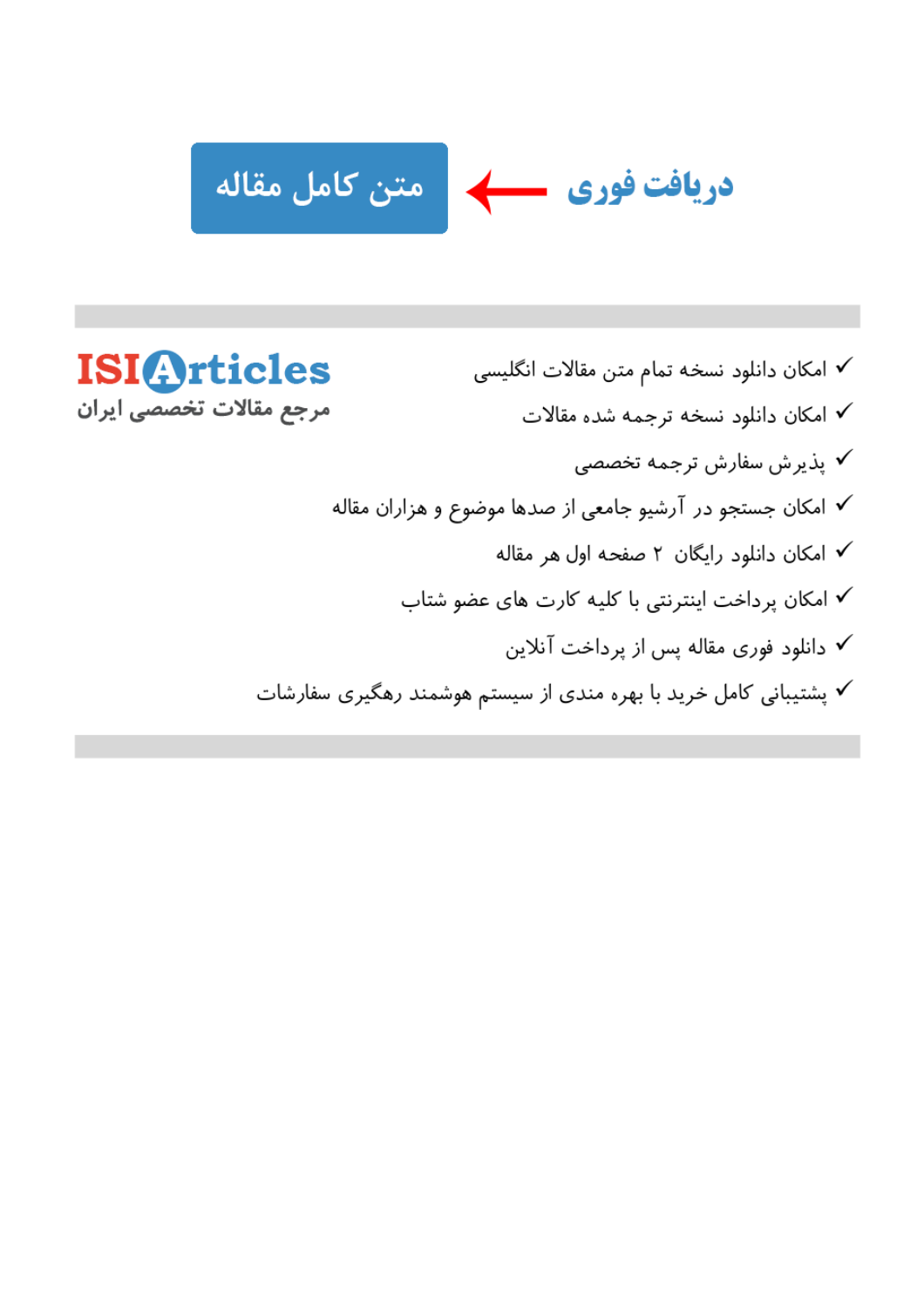دریافت فوری ← متن کامل مقاله

ISIArticles

مرجع مقالات تخصصی ایران

- ✓ امکان دانلود نسخه تمام متن مقالات انگلیسی
- ✓ امکان دانلود نسخه ترجمه شده مقالات
- ✓ پذیرش سفارش ترجمه تخصصی
- ✓ امکان جستجو در آرشیو جامعی از صدها موضوع و هزاران مقاله
- ✓ امکان دانلود رایگان ۲ صفحه اول هر مقاله
- ✓ امکان پرداخت اینترنتی با کلیه کارت های عضو شتاب
- ✓ دانلود فوری مقاله پس از پرداخت آنلاین
- ✓ پشتیبانی کامل خرید با بهره مندی از سیستم هوشمند رهگیری سفارشات